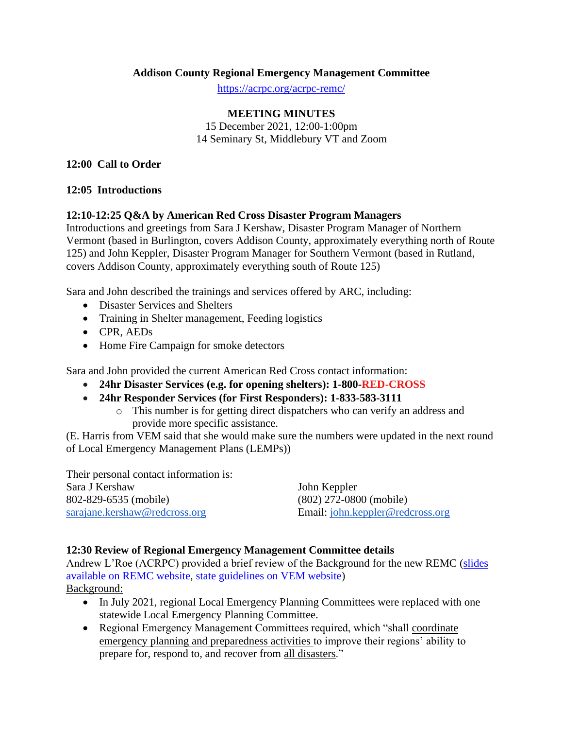**Addison County Regional Emergency Management Committee**

https://acrpc.org/acrpc-remc/

**MEETING MINUTES**

15 December 2021, 12:00-1:00pm

14 Seminary St, Middlebury VT and Zoom

**12:00 Call to Order**

**12:05 Introductions**

**12:10-12:25 Q&A by American Red Cross Disaster Program Managers**

Introductions and greetings from Sara J Kershaw, Disaster Program Manager of Northern Vermont (based in Burlington, covers Addison County, approximately everything north of Route 125) and John Keppler, Disaster Program Manager for Southern Vermont (based in Rutland, covers Addison County, approximately everything south of Route 125)

Sara and John described the trainings and services offered by ARC, including:

- Disaster Services and Shelters
- Training in Shelter management, Feeding logistics
- CPR, AEDs
- Home Fire Campaign for smoke detectors

Sara and John provided the current American Red Cross contact information:

- **24hr Disaster Services (e.g. for opening shelters): 1-800-RED-CROSS**
- **24hr Responder Services (for First Responders): 1-833-583-3111**
  - This number is for getting direct dispatchers who can verify an address and provide more specific assistance.

(E. Harris from VEM said that she would make sure the numbers were updated in the next round of Local Emergency Management Plans (LEMPs))

Their personal contact information is:

Sara J Kershaw
802-829-6535 (mobile)
sarajane.kershaw@redcross.org

John Keppler
(802) 272-0800 (mobile)
Email: john.keppler@redcross.org

**12:30 Review of Regional Emergency Management Committee details**

Andrew L'Roe (ACRPC) provided a brief review of the Background for the new REMC (slides available on REMC website, state guidelines on VEM website)

Background:

- In July 2021, regional Local Emergency Planning Committees were replaced with one statewide Local Emergency Planning Committee.
- Regional Emergency Management Committees required, which "shall coordinate emergency planning and preparedness activities to improve their regions' ability to prepare for, respond to, and recover from all disasters."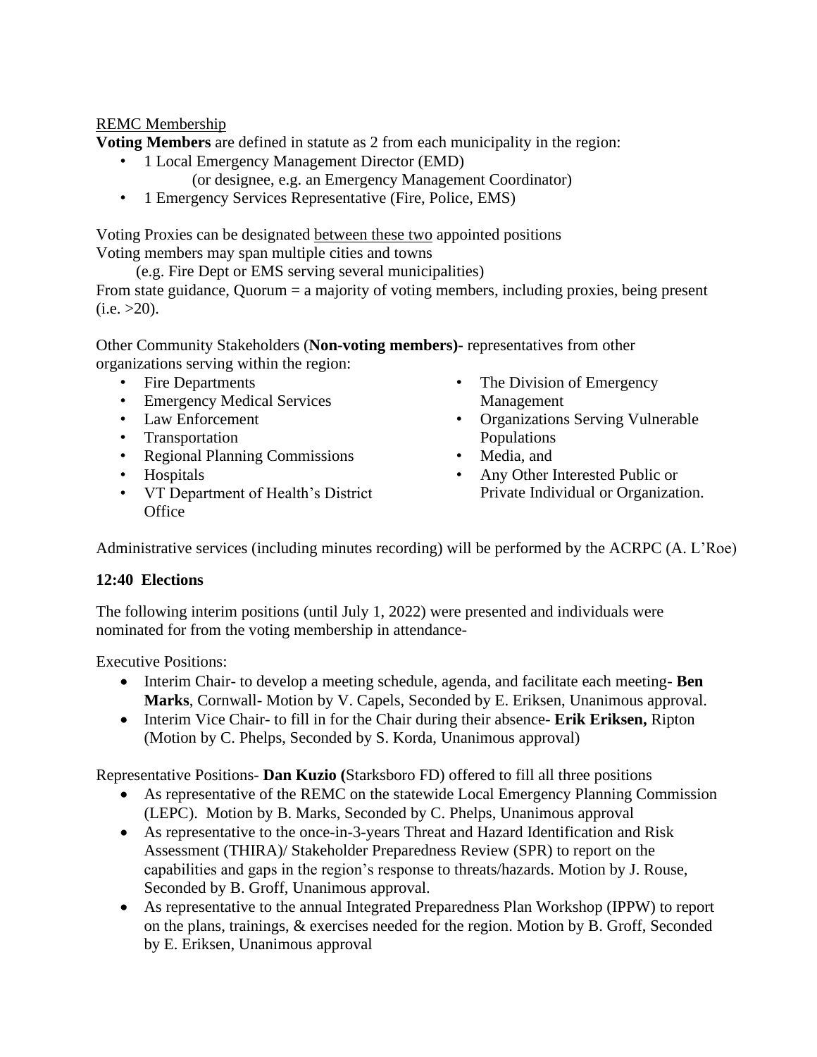REMC Membership

**Voting Members** are defined in statute as 2 from each municipality in the region:

- 1 Local Emergency Management Director (EMD)
  (or designee, e.g. an Emergency Management Coordinator)
- 1 Emergency Services Representative (Fire, Police, EMS)

Voting Proxies can be designated between these two appointed positions
Voting members may span multiple cities and towns
(e.g. Fire Dept or EMS serving several municipalities)
From state guidance, Quorum = a majority of voting members, including proxies, being present (i.e. >20).

Other Community Stakeholders (**Non-voting members)-** representatives from other organizations serving within the region:

- Fire Departments
- Emergency Medical Services
- Law Enforcement
- Transportation
- Regional Planning Commissions
- Hospitals
- VT Department of Health's District Office
- The Division of Emergency Management
- Organizations Serving Vulnerable Populations
- Media, and
- Any Other Interested Public or Private Individual or Organization.

Administrative services (including minutes recording) will be performed by the ACRPC (A. L'Roe)

**12:40 Elections**

The following interim positions (until July 1, 2022) were presented and individuals were nominated for from the voting membership in attendance-

Executive Positions:

- Interim Chair- to develop a meeting schedule, agenda, and facilitate each meeting- **Ben Marks**, Cornwall- Motion by V. Capels, Seconded by E. Eriksen, Unanimous approval.
- Interim Vice Chair- to fill in for the Chair during their absence- **Erik Eriksen,** Ripton (Motion by C. Phelps, Seconded by S. Korda, Unanimous approval)

Representative Positions- **Dan Kuzio (**Starksboro FD) offered to fill all three positions

- As representative of the REMC on the statewide Local Emergency Planning Commission (LEPC). Motion by B. Marks, Seconded by C. Phelps, Unanimous approval
- As representative to the once-in-3-years Threat and Hazard Identification and Risk Assessment (THIRA)/ Stakeholder Preparedness Review (SPR) to report on the capabilities and gaps in the region's response to threats/hazards. Motion by J. Rouse, Seconded by B. Groff, Unanimous approval.
- As representative to the annual Integrated Preparedness Plan Workshop (IPPW) to report on the plans, trainings, & exercises needed for the region. Motion by B. Groff, Seconded by E. Eriksen, Unanimous approval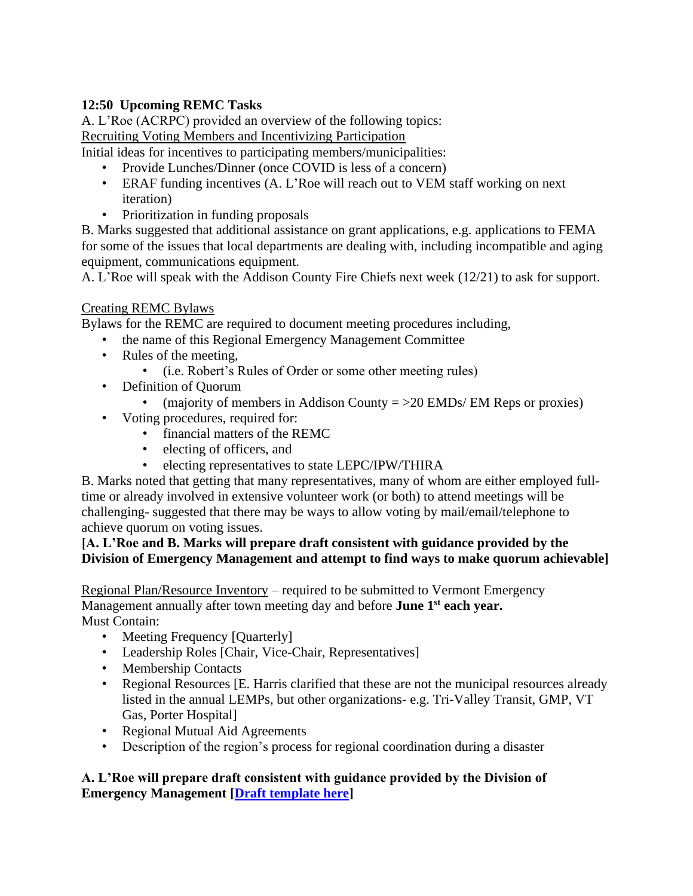**12:50 Upcoming REMC Tasks**

A. L'Roe (ACRPC) provided an overview of the following topics:

Recruiting Voting Members and Incentivizing Participation

Initial ideas for incentives to participating members/municipalities:

- Provide Lunches/Dinner (once COVID is less of a concern)
- ERAF funding incentives (A. L'Roe will reach out to VEM staff working on next iteration)
- Prioritization in funding proposals

B. Marks suggested that additional assistance on grant applications, e.g. applications to FEMA for some of the issues that local departments are dealing with, including incompatible and aging equipment, communications equipment.

A. L'Roe will speak with the Addison County Fire Chiefs next week (12/21) to ask for support.

Creating REMC Bylaws

Bylaws for the REMC are required to document meeting procedures including,

- the name of this Regional Emergency Management Committee
- Rules of the meeting,
  - (i.e. Robert's Rules of Order or some other meeting rules)
- Definition of Quorum
  - (majority of members in Addison County = >20 EMDs/ EM Reps or proxies)
- Voting procedures, required for:
  - financial matters of the REMC
  - electing of officers, and
  - electing representatives to state LEPC/IPW/THIRA

B. Marks noted that getting that many representatives, many of whom are either employed full-time or already involved in extensive volunteer work (or both) to attend meetings will be challenging- suggested that there may be ways to allow voting by mail/email/telephone to achieve quorum on voting issues.

**[A. L'Roe and B. Marks will prepare draft consistent with guidance provided by the Division of Emergency Management and attempt to find ways to make quorum achievable]**

Regional Plan/Resource Inventory – required to be submitted to Vermont Emergency Management annually after town meeting day and before **June 1st each year.**

Must Contain:

- Meeting Frequency [Quarterly]
- Leadership Roles [Chair, Vice-Chair, Representatives]
- Membership Contacts
- Regional Resources [E. Harris clarified that these are not the municipal resources already listed in the annual LEMPs, but other organizations- e.g. Tri-Valley Transit, GMP, VT Gas, Porter Hospital]
- Regional Mutual Aid Agreements
- Description of the region's process for regional coordination during a disaster

**A. L'Roe will prepare draft consistent with guidance provided by the Division of Emergency Management [Draft template here]**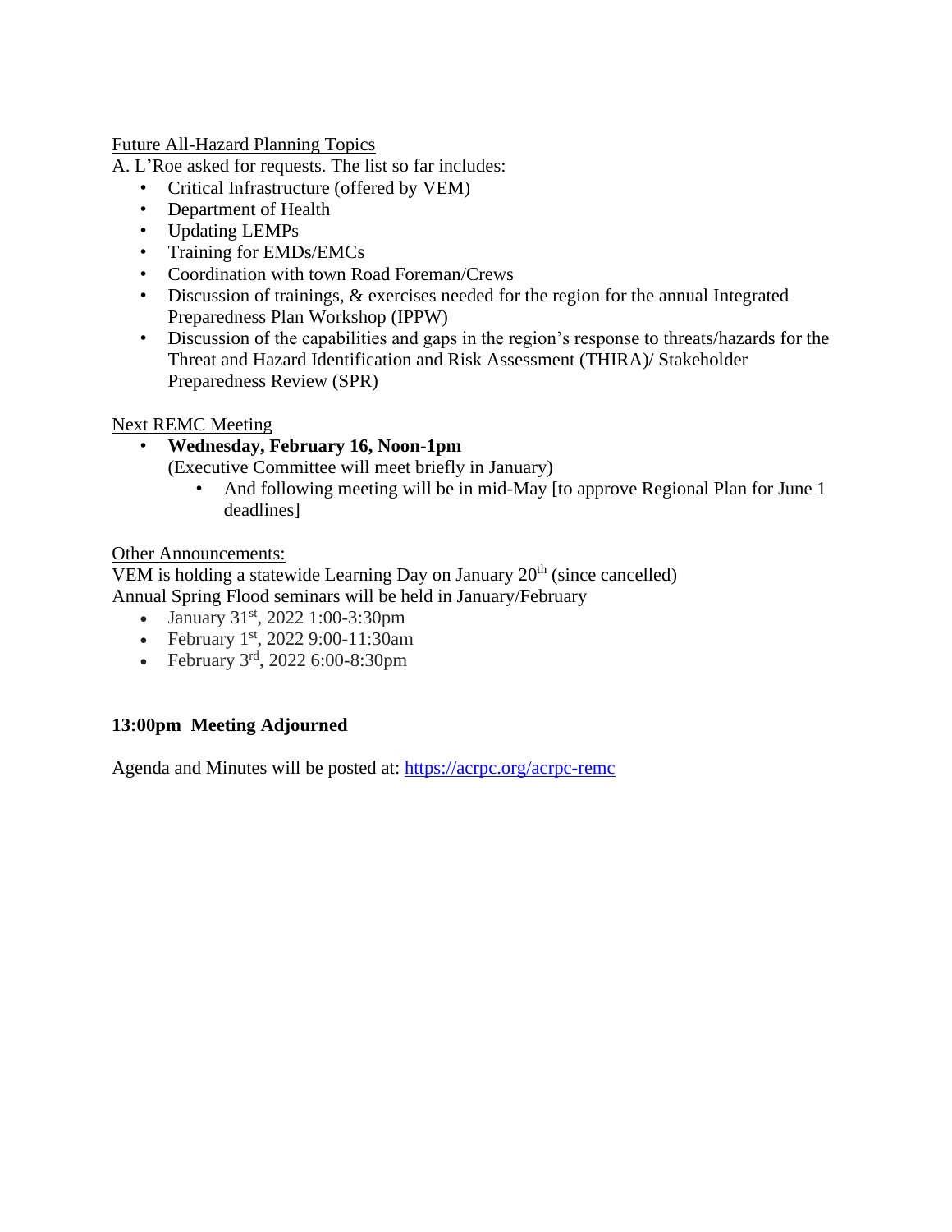Future All-Hazard Planning Topics

A. L'Roe asked for requests. The list so far includes:

- Critical Infrastructure (offered by VEM)
- Department of Health
- Updating LEMPs
- Training for EMDs/EMCs
- Coordination with town Road Foreman/Crews
- Discussion of trainings, & exercises needed for the region for the annual Integrated Preparedness Plan Workshop (IPPW)
- Discussion of the capabilities and gaps in the region's response to threats/hazards for the Threat and Hazard Identification and Risk Assessment (THIRA)/ Stakeholder Preparedness Review (SPR)

Next REMC Meeting

- **Wednesday, February 16, Noon-1pm**
  (Executive Committee will meet briefly in January)
  - And following meeting will be in mid-May [to approve Regional Plan for June 1 deadlines]

Other Announcements:

VEM is holding a statewide Learning Day on January 20th (since cancelled)
Annual Spring Flood seminars will be held in January/February

- January 31st, 2022 1:00-3:30pm
- February 1st, 2022 9:00-11:30am
- February 3rd, 2022 6:00-8:30pm

**13:00pm Meeting Adjourned**

Agenda and Minutes will be posted at: https://acrpc.org/acrpc-remc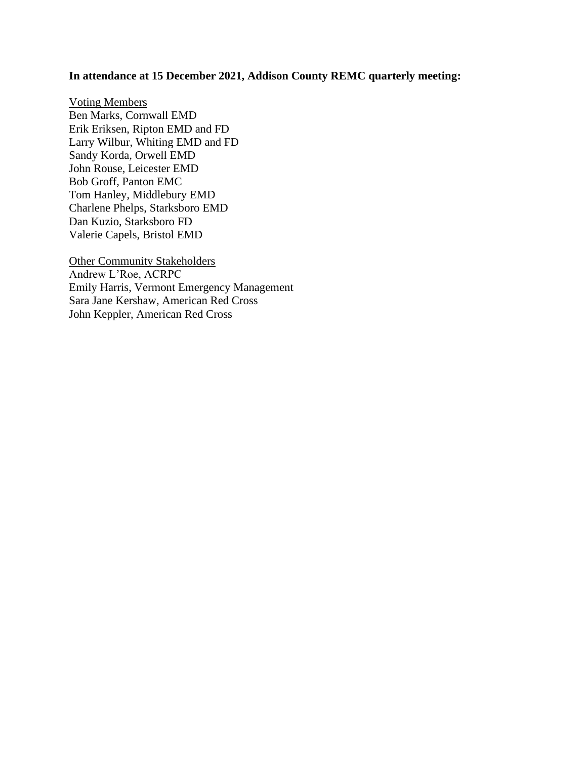**In attendance at 15 December 2021, Addison County REMC quarterly meeting:**

Voting Members
Ben Marks, Cornwall EMD
Erik Eriksen, Ripton EMD and FD
Larry Wilbur, Whiting EMD and FD
Sandy Korda, Orwell EMD
John Rouse, Leicester EMD
Bob Groff, Panton EMC
Tom Hanley, Middlebury EMD
Charlene Phelps, Starksboro EMD
Dan Kuzio, Starksboro FD
Valerie Capels, Bristol EMD

Other Community Stakeholders
Andrew L'Roe, ACRPC
Emily Harris, Vermont Emergency Management
Sara Jane Kershaw, American Red Cross
John Keppler, American Red Cross